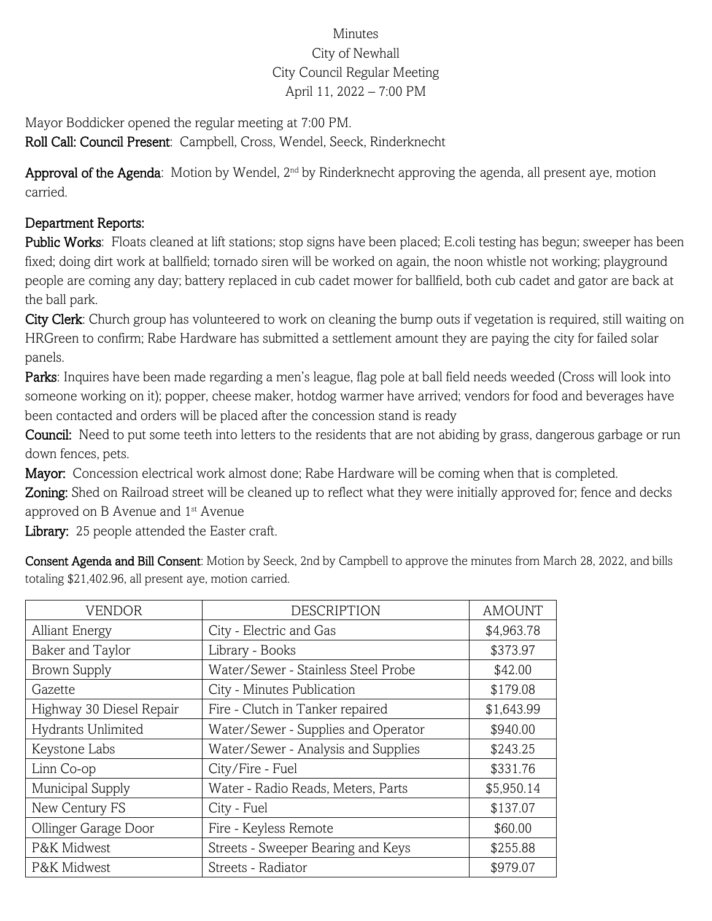Minutes
City of Newhall
City Council Regular Meeting
April 11, 2022 – 7:00 PM

Mayor Boddicker opened the regular meeting at 7:00 PM.
**Roll Call: Council Present**: Campbell, Cross, Wendel, Seeck, Rinderknecht

**Approval of the Agenda**: Motion by Wendel, 2nd by Rinderknecht approving the agenda, all present aye, motion carried.

**Department Reports:**

**Public Works**: Floats cleaned at lift stations; stop signs have been placed; E.coli testing has begun; sweeper has been fixed; doing dirt work at ballfield; tornado siren will be worked on again, the noon whistle not working; playground people are coming any day; battery replaced in cub cadet mower for ballfield, both cub cadet and gator are back at the ball park.

**City Clerk**: Church group has volunteered to work on cleaning the bump outs if vegetation is required, still waiting on HRGreen to confirm; Rabe Hardware has submitted a settlement amount they are paying the city for failed solar panels.

**Parks**: Inquires have been made regarding a men's league, flag pole at ball field needs weeded (Cross will look into someone working on it); popper, cheese maker, hotdog warmer have arrived; vendors for food and beverages have been contacted and orders will be placed after the concession stand is ready

**Council:** Need to put some teeth into letters to the residents that are not abiding by grass, dangerous garbage or run down fences, pets.

**Mayor:** Concession electrical work almost done; Rabe Hardware will be coming when that is completed.

**Zoning:** Shed on Railroad street will be cleaned up to reflect what they were initially approved for; fence and decks approved on B Avenue and 1st Avenue

**Library:** 25 people attended the Easter craft.

**Consent Agenda and Bill Consent**: Motion by Seeck, 2nd by Campbell to approve the minutes from March 28, 2022, and bills totaling $21,402.96, all present aye, motion carried.

| VENDOR | DESCRIPTION | AMOUNT |
|---|---|---|
| Alliant Energy | City - Electric and Gas | $4,963.78 |
| Baker and Taylor | Library - Books | $373.97 |
| Brown Supply | Water/Sewer - Stainless Steel Probe | $42.00 |
| Gazette | City - Minutes Publication | $179.08 |
| Highway 30 Diesel Repair | Fire - Clutch in Tanker repaired | $1,643.99 |
| Hydrants Unlimited | Water/Sewer - Supplies and Operator | $940.00 |
| Keystone Labs | Water/Sewer - Analysis and Supplies | $243.25 |
| Linn Co-op | City/Fire - Fuel | $331.76 |
| Municipal Supply | Water - Radio Reads, Meters, Parts | $5,950.14 |
| New Century FS | City - Fuel | $137.07 |
| Ollinger Garage Door | Fire - Keyless Remote | $60.00 |
| P&K Midwest | Streets - Sweeper Bearing and Keys | $255.88 |
| P&K Midwest | Streets - Radiator | $979.07 |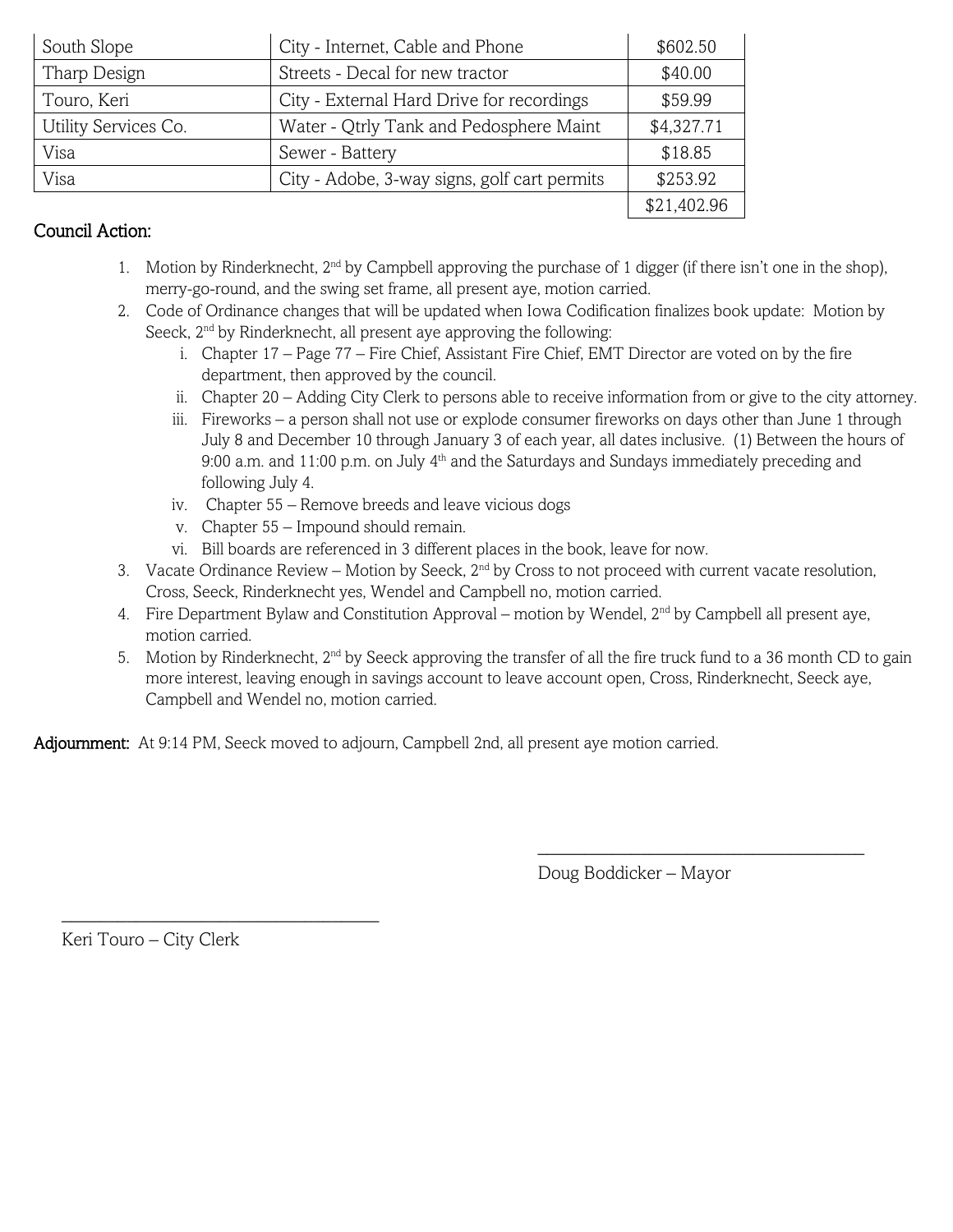| | | |
|---|---|---|
| South Slope | City - Internet, Cable and Phone | $602.50 |
| Tharp Design | Streets - Decal for new tractor | $40.00 |
| Touro, Keri | City - External Hard Drive for recordings | $59.99 |
| Utility Services Co. | Water - Qtrly Tank and Pedosphere Maint | $4,327.71 |
| Visa | Sewer - Battery | $18.85 |
| Visa | City - Adobe, 3-way signs, golf cart permits | $253.92 |
| | | $21,402.96 |

## Council Action:

1. Motion by Rinderknecht, 2nd by Campbell approving the purchase of 1 digger (if there isn't one in the shop), merry-go-round, and the swing set frame, all present aye, motion carried.
2. Code of Ordinance changes that will be updated when Iowa Codification finalizes book update: Motion by Seeck, 2nd by Rinderknecht, all present aye approving the following:
   i. Chapter 17 – Page 77 – Fire Chief, Assistant Fire Chief, EMT Director are voted on by the fire department, then approved by the council.
   ii. Chapter 20 – Adding City Clerk to persons able to receive information from or give to the city attorney.
   iii. Fireworks – a person shall not use or explode consumer fireworks on days other than June 1 through July 8 and December 10 through January 3 of each year, all dates inclusive. (1) Between the hours of 9:00 a.m. and 11:00 p.m. on July 4th and the Saturdays and Sundays immediately preceding and following July 4.
   iv. Chapter 55 – Remove breeds and leave vicious dogs
   v. Chapter 55 – Impound should remain.
   vi. Bill boards are referenced in 3 different places in the book, leave for now.
3. Vacate Ordinance Review – Motion by Seeck, 2nd by Cross to not proceed with current vacate resolution, Cross, Seeck, Rinderknecht yes, Wendel and Campbell no, motion carried.
4. Fire Department Bylaw and Constitution Approval – motion by Wendel, 2nd by Campbell all present aye, motion carried.
5. Motion by Rinderknecht, 2nd by Seeck approving the transfer of all the fire truck fund to a 36 month CD to gain more interest, leaving enough in savings account to leave account open, Cross, Rinderknecht, Seeck aye, Campbell and Wendel no, motion carried.

**Adjournment:** At 9:14 PM, Seeck moved to adjourn, Campbell 2nd, all present aye motion carried.

\_\_\_\_\_\_\_\_\_\_\_\_\_\_\_\_\_\_\_\_\_\_\_\_\_\_\_\_\_\_\_\_\_\_\_\_\_\_\_\_
Doug Boddicker – Mayor

\_\_\_\_\_\_\_\_\_\_\_\_\_\_\_\_\_\_\_\_\_\_\_\_\_\_\_\_\_\_\_\_\_\_\_\_\_\_\_\_
Keri Touro – City Clerk